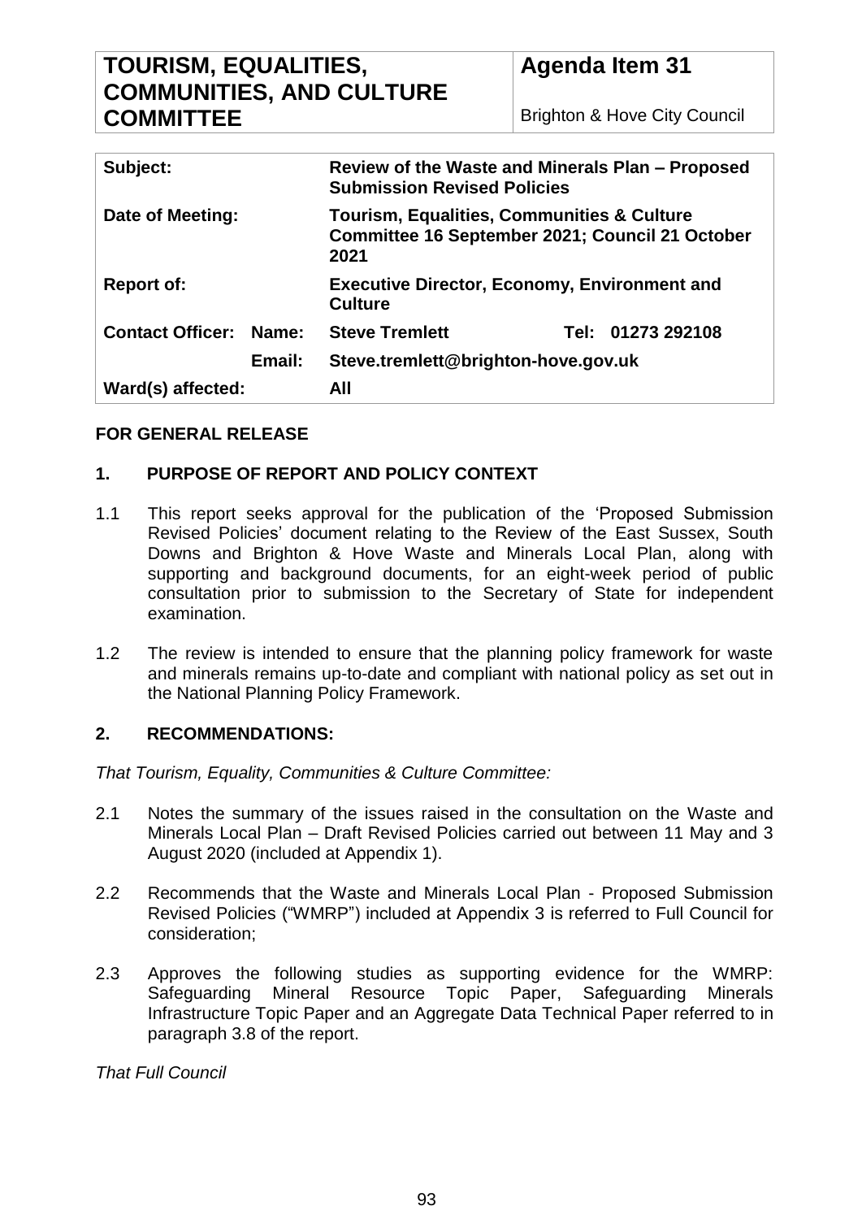# TOURISM, EQUALITIES, COMMUNITIES, AND CULTURE COMMITTEE

**Agenda Item 31**

Brighton & Hove City Council

| | | | |
|---|---|---|---|
| **Subject:** | | **Review of the Waste and Minerals Plan – Proposed Submission Revised Policies** | |
| **Date of Meeting:** | | **Tourism, Equalities, Communities & Culture Committee 16 September 2021; Council 21 October 2021** | |
| **Report of:** | | **Executive Director, Economy, Environment and Culture** | |
| **Contact Officer:** | **Name:** | **Steve Tremlett** | **Tel: 01273 292108** |
| | **Email:** | **Steve.tremlett@brighton-hove.gov.uk** | |
| **Ward(s) affected:** | | **All** | |

**FOR GENERAL RELEASE**

## 1. PURPOSE OF REPORT AND POLICY CONTEXT

1.1 This report seeks approval for the publication of the 'Proposed Submission Revised Policies' document relating to the Review of the East Sussex, South Downs and Brighton & Hove Waste and Minerals Local Plan, along with supporting and background documents, for an eight-week period of public consultation prior to submission to the Secretary of State for independent examination.

1.2 The review is intended to ensure that the planning policy framework for waste and minerals remains up-to-date and compliant with national policy as set out in the National Planning Policy Framework.

## 2. RECOMMENDATIONS:

*That Tourism, Equality, Communities & Culture Committee:*

2.1 Notes the summary of the issues raised in the consultation on the Waste and Minerals Local Plan – Draft Revised Policies carried out between 11 May and 3 August 2020 (included at Appendix 1).

2.2 Recommends that the Waste and Minerals Local Plan - Proposed Submission Revised Policies ("WMRP") included at Appendix 3 is referred to Full Council for consideration;

2.3 Approves the following studies as supporting evidence for the WMRP: Safeguarding Mineral Resource Topic Paper, Safeguarding Minerals Infrastructure Topic Paper and an Aggregate Data Technical Paper referred to in paragraph 3.8 of the report.

*That Full Council*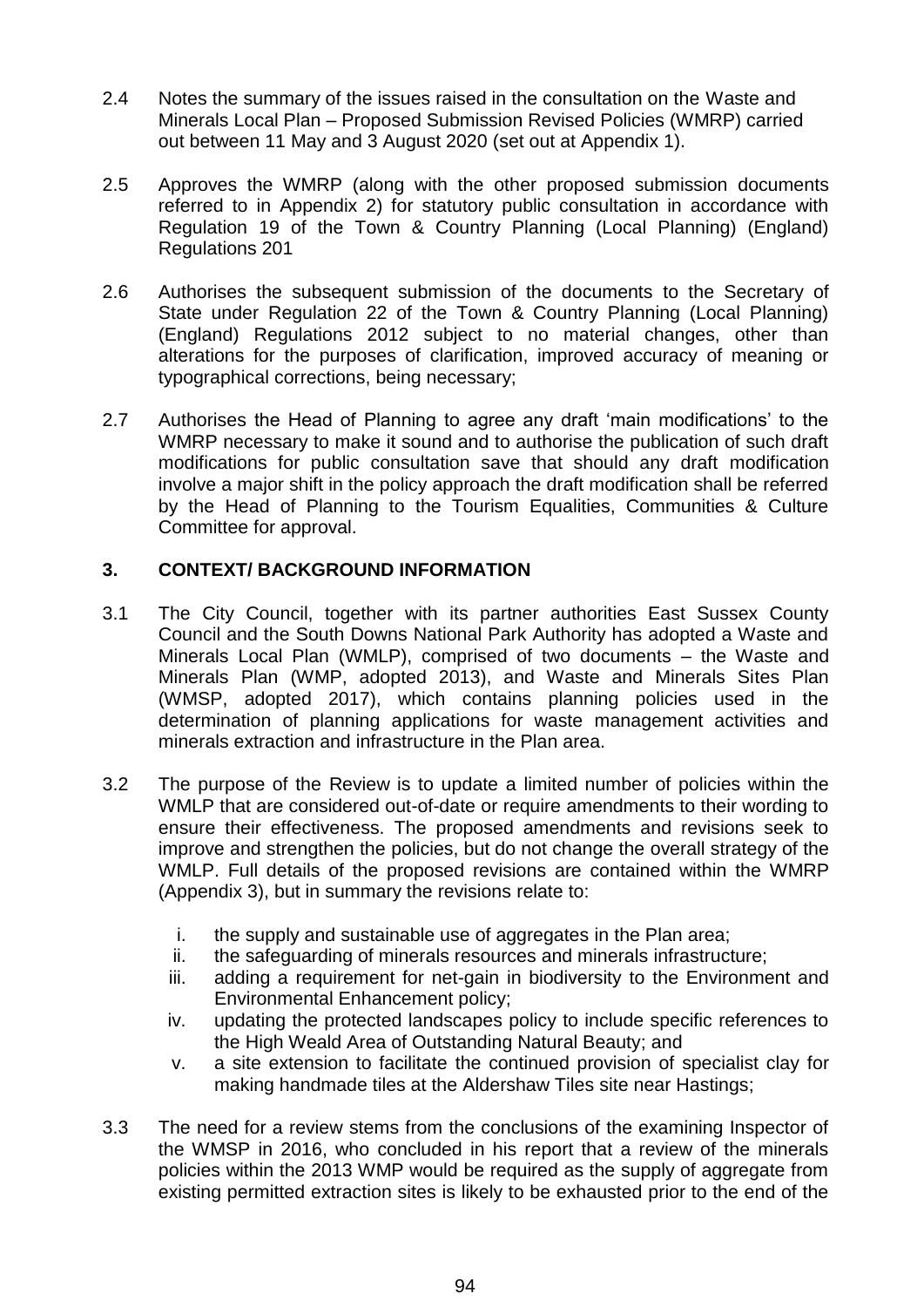2.4 Notes the summary of the issues raised in the consultation on the Waste and Minerals Local Plan – Proposed Submission Revised Policies (WMRP) carried out between 11 May and 3 August 2020 (set out at Appendix 1).

2.5 Approves the WMRP (along with the other proposed submission documents referred to in Appendix 2) for statutory public consultation in accordance with Regulation 19 of the Town & Country Planning (Local Planning) (England) Regulations 201

2.6 Authorises the subsequent submission of the documents to the Secretary of State under Regulation 22 of the Town & Country Planning (Local Planning) (England) Regulations 2012 subject to no material changes, other than alterations for the purposes of clarification, improved accuracy of meaning or typographical corrections, being necessary;

2.7 Authorises the Head of Planning to agree any draft 'main modifications' to the WMRP necessary to make it sound and to authorise the publication of such draft modifications for public consultation save that should any draft modification involve a major shift in the policy approach the draft modification shall be referred by the Head of Planning to the Tourism Equalities, Communities & Culture Committee for approval.

## 3. CONTEXT/ BACKGROUND INFORMATION

3.1 The City Council, together with its partner authorities East Sussex County Council and the South Downs National Park Authority has adopted a Waste and Minerals Local Plan (WMLP), comprised of two documents – the Waste and Minerals Plan (WMP, adopted 2013), and Waste and Minerals Sites Plan (WMSP, adopted 2017), which contains planning policies used in the determination of planning applications for waste management activities and minerals extraction and infrastructure in the Plan area.

3.2 The purpose of the Review is to update a limited number of policies within the WMLP that are considered out-of-date or require amendments to their wording to ensure their effectiveness. The proposed amendments and revisions seek to improve and strengthen the policies, but do not change the overall strategy of the WMLP. Full details of the proposed revisions are contained within the WMRP (Appendix 3), but in summary the revisions relate to:

i. the supply and sustainable use of aggregates in the Plan area;
ii. the safeguarding of minerals resources and minerals infrastructure;
iii. adding a requirement for net-gain in biodiversity to the Environment and Environmental Enhancement policy;
iv. updating the protected landscapes policy to include specific references to the High Weald Area of Outstanding Natural Beauty; and
v. a site extension to facilitate the continued provision of specialist clay for making handmade tiles at the Aldershaw Tiles site near Hastings;

3.3 The need for a review stems from the conclusions of the examining Inspector of the WMSP in 2016, who concluded in his report that a review of the minerals policies within the 2013 WMP would be required as the supply of aggregate from existing permitted extraction sites is likely to be exhausted prior to the end of the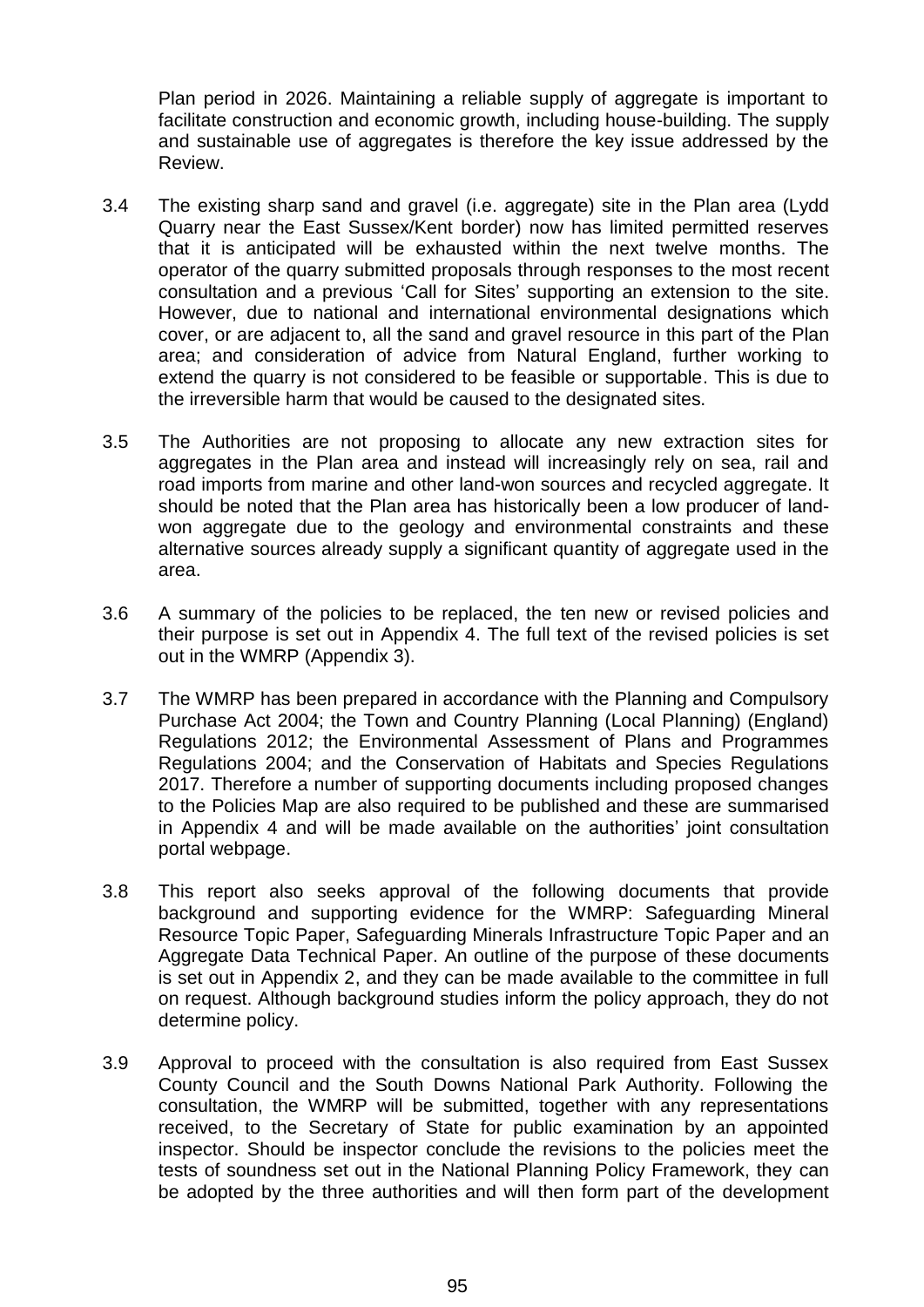Plan period in 2026. Maintaining a reliable supply of aggregate is important to facilitate construction and economic growth, including house-building. The supply and sustainable use of aggregates is therefore the key issue addressed by the Review.

3.4 The existing sharp sand and gravel (i.e. aggregate) site in the Plan area (Lydd Quarry near the East Sussex/Kent border) now has limited permitted reserves that it is anticipated will be exhausted within the next twelve months. The operator of the quarry submitted proposals through responses to the most recent consultation and a previous 'Call for Sites' supporting an extension to the site. However, due to national and international environmental designations which cover, or are adjacent to, all the sand and gravel resource in this part of the Plan area; and consideration of advice from Natural England, further working to extend the quarry is not considered to be feasible or supportable. This is due to the irreversible harm that would be caused to the designated sites.

3.5 The Authorities are not proposing to allocate any new extraction sites for aggregates in the Plan area and instead will increasingly rely on sea, rail and road imports from marine and other land-won sources and recycled aggregate. It should be noted that the Plan area has historically been a low producer of land-won aggregate due to the geology and environmental constraints and these alternative sources already supply a significant quantity of aggregate used in the area.

3.6 A summary of the policies to be replaced, the ten new or revised policies and their purpose is set out in Appendix 4. The full text of the revised policies is set out in the WMRP (Appendix 3).

3.7 The WMRP has been prepared in accordance with the Planning and Compulsory Purchase Act 2004; the Town and Country Planning (Local Planning) (England) Regulations 2012; the Environmental Assessment of Plans and Programmes Regulations 2004; and the Conservation of Habitats and Species Regulations 2017. Therefore a number of supporting documents including proposed changes to the Policies Map are also required to be published and these are summarised in Appendix 4 and will be made available on the authorities' joint consultation portal webpage.

3.8 This report also seeks approval of the following documents that provide background and supporting evidence for the WMRP: Safeguarding Mineral Resource Topic Paper, Safeguarding Minerals Infrastructure Topic Paper and an Aggregate Data Technical Paper. An outline of the purpose of these documents is set out in Appendix 2, and they can be made available to the committee in full on request. Although background studies inform the policy approach, they do not determine policy.

3.9 Approval to proceed with the consultation is also required from East Sussex County Council and the South Downs National Park Authority. Following the consultation, the WMRP will be submitted, together with any representations received, to the Secretary of State for public examination by an appointed inspector. Should be inspector conclude the revisions to the policies meet the tests of soundness set out in the National Planning Policy Framework, they can be adopted by the three authorities and will then form part of the development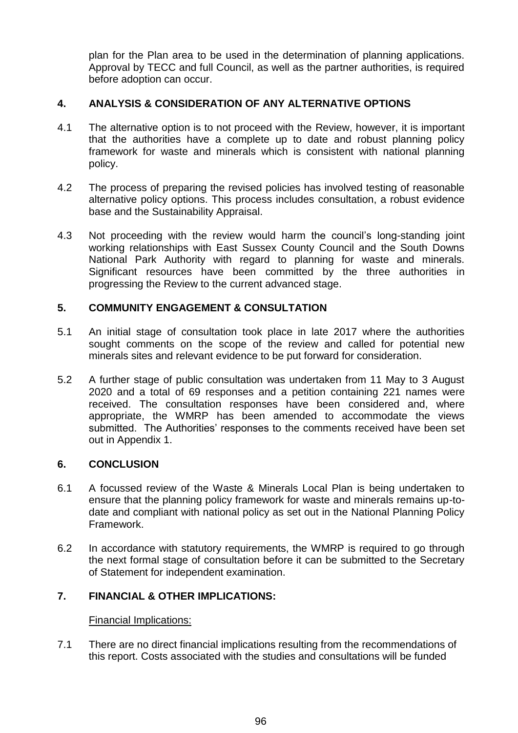plan for the Plan area to be used in the determination of planning applications. Approval by TECC and full Council, as well as the partner authorities, is required before adoption can occur.

## 4. ANALYSIS & CONSIDERATION OF ANY ALTERNATIVE OPTIONS

4.1 The alternative option is to not proceed with the Review, however, it is important that the authorities have a complete up to date and robust planning policy framework for waste and minerals which is consistent with national planning policy.

4.2 The process of preparing the revised policies has involved testing of reasonable alternative policy options. This process includes consultation, a robust evidence base and the Sustainability Appraisal.

4.3 Not proceeding with the review would harm the council's long-standing joint working relationships with East Sussex County Council and the South Downs National Park Authority with regard to planning for waste and minerals. Significant resources have been committed by the three authorities in progressing the Review to the current advanced stage.

## 5. COMMUNITY ENGAGEMENT & CONSULTATION

5.1 An initial stage of consultation took place in late 2017 where the authorities sought comments on the scope of the review and called for potential new minerals sites and relevant evidence to be put forward for consideration.

5.2 A further stage of public consultation was undertaken from 11 May to 3 August 2020 and a total of 69 responses and a petition containing 221 names were received. The consultation responses have been considered and, where appropriate, the WMRP has been amended to accommodate the views submitted. The Authorities' responses to the comments received have been set out in Appendix 1.

## 6. CONCLUSION

6.1 A focussed review of the Waste & Minerals Local Plan is being undertaken to ensure that the planning policy framework for waste and minerals remains up-to-date and compliant with national policy as set out in the National Planning Policy Framework.

6.2 In accordance with statutory requirements, the WMRP is required to go through the next formal stage of consultation before it can be submitted to the Secretary of Statement for independent examination.

## 7. FINANCIAL & OTHER IMPLICATIONS:

Financial Implications:

7.1 There are no direct financial implications resulting from the recommendations of this report. Costs associated with the studies and consultations will be funded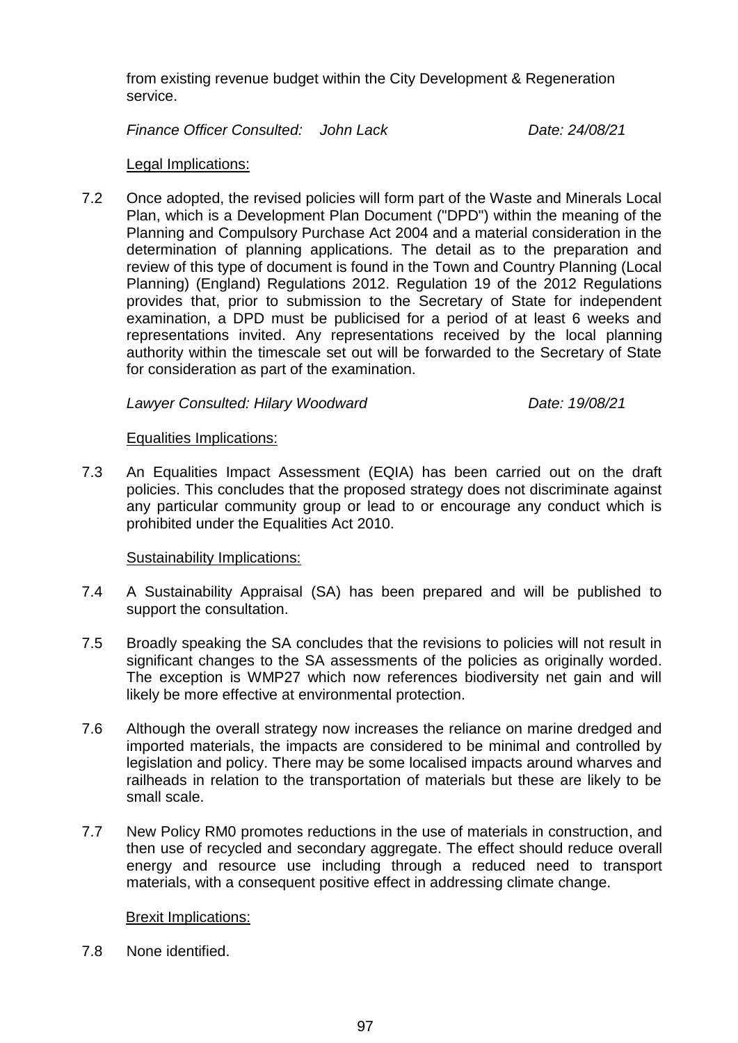from existing revenue budget within the City Development & Regeneration service.

*Finance Officer Consulted: John Lack Date: 24/08/21*

Legal Implications:

7.2 Once adopted, the revised policies will form part of the Waste and Minerals Local Plan, which is a Development Plan Document ("DPD") within the meaning of the Planning and Compulsory Purchase Act 2004 and a material consideration in the determination of planning applications. The detail as to the preparation and review of this type of document is found in the Town and Country Planning (Local Planning) (England) Regulations 2012. Regulation 19 of the 2012 Regulations provides that, prior to submission to the Secretary of State for independent examination, a DPD must be publicised for a period of at least 6 weeks and representations invited. Any representations received by the local planning authority within the timescale set out will be forwarded to the Secretary of State for consideration as part of the examination.

*Lawyer Consulted: Hilary Woodward Date: 19/08/21*

Equalities Implications:

7.3 An Equalities Impact Assessment (EQIA) has been carried out on the draft policies. This concludes that the proposed strategy does not discriminate against any particular community group or lead to or encourage any conduct which is prohibited under the Equalities Act 2010.

Sustainability Implications:

7.4 A Sustainability Appraisal (SA) has been prepared and will be published to support the consultation.

7.5 Broadly speaking the SA concludes that the revisions to policies will not result in significant changes to the SA assessments of the policies as originally worded. The exception is WMP27 which now references biodiversity net gain and will likely be more effective at environmental protection.

7.6 Although the overall strategy now increases the reliance on marine dredged and imported materials, the impacts are considered to be minimal and controlled by legislation and policy. There may be some localised impacts around wharves and railheads in relation to the transportation of materials but these are likely to be small scale.

7.7 New Policy RM0 promotes reductions in the use of materials in construction, and then use of recycled and secondary aggregate. The effect should reduce overall energy and resource use including through a reduced need to transport materials, with a consequent positive effect in addressing climate change.

Brexit Implications:

7.8 None identified.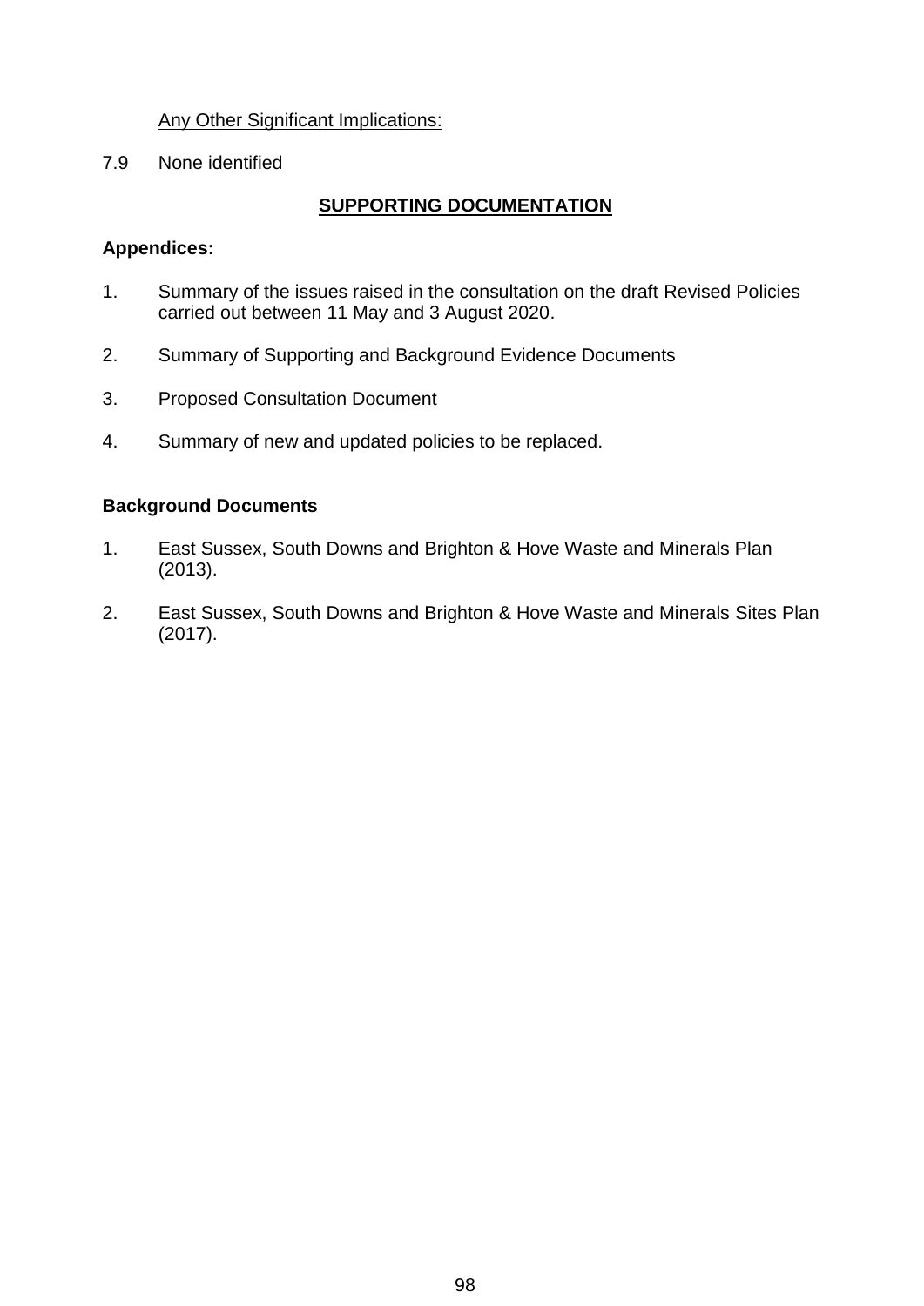Any Other Significant Implications:

7.9 None identified

## SUPPORTING DOCUMENTATION

**Appendices:**

1. Summary of the issues raised in the consultation on the draft Revised Policies carried out between 11 May and 3 August 2020.
2. Summary of Supporting and Background Evidence Documents
3. Proposed Consultation Document
4. Summary of new and updated policies to be replaced.

**Background Documents**

1. East Sussex, South Downs and Brighton & Hove Waste and Minerals Plan (2013).
2. East Sussex, South Downs and Brighton & Hove Waste and Minerals Sites Plan (2017).